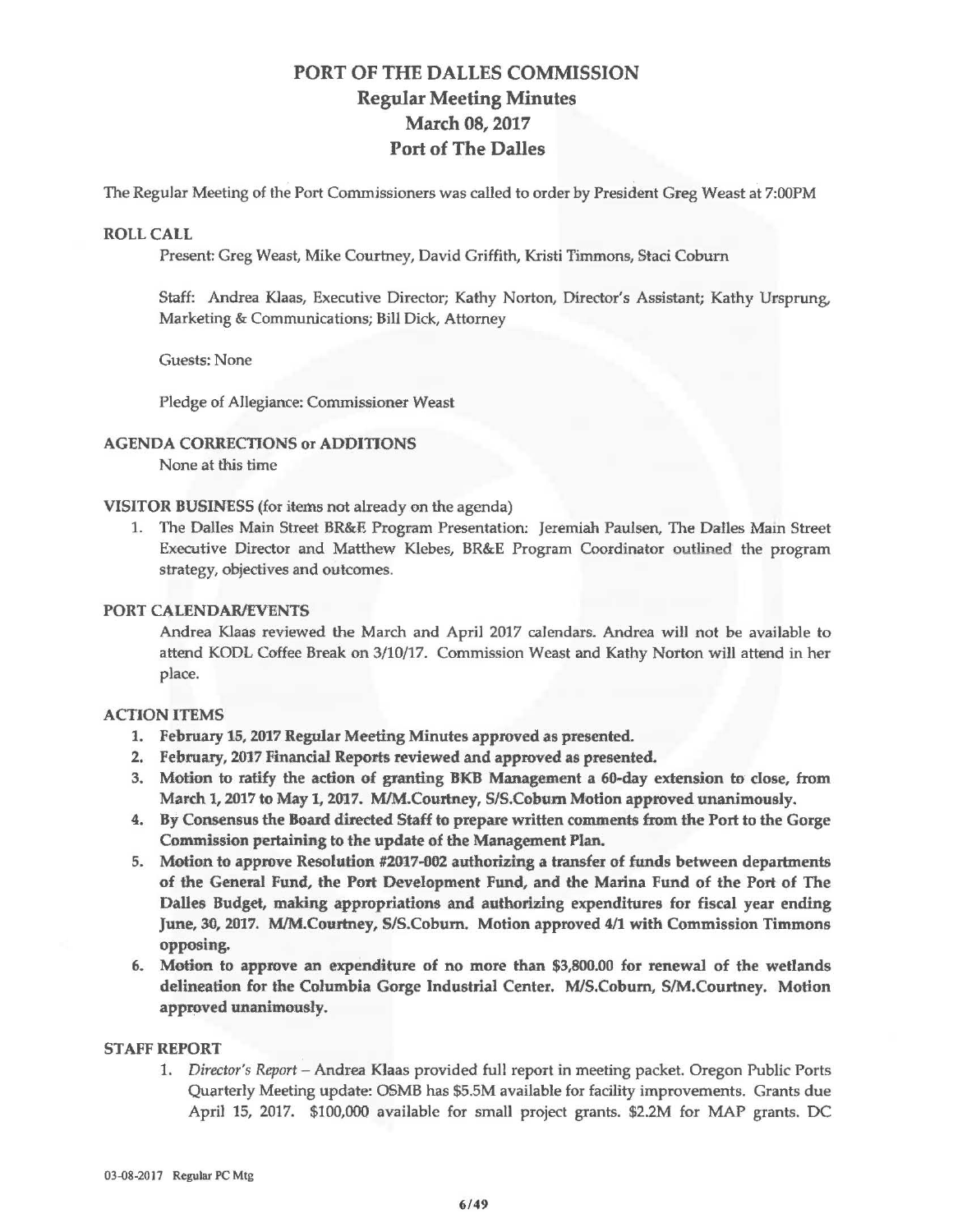# PORT OF THE DALLES COMMISSION
## Regular Meeting Minutes
## March 08, 2017
## Port of The Dalles

The Regular Meeting of the Port Commissioners was called to order by President Greg Weast at 7:00PM

### ROLL CALL

Present: Greg Weast, Mike Courtney, David Griffith, Kristi Timmons, Staci Coburn

Staff: Andrea Klaas, Executive Director; Kathy Norton, Director's Assistant; Kathy Ursprung, Marketing & Communications; Bill Dick, Attorney

Guests: None

Pledge of Allegiance: Commissioner Weast

### AGENDA CORRECTIONS or ADDITIONS

None at this time

### VISITOR BUSINESS (for items not already on the agenda)

1. The Dalles Main Street BR&E Program Presentation: Jeremiah Paulsen, The Dalles Main Street Executive Director and Matthew Klebes, BR&E Program Coordinator outlined the program strategy, objectives and outcomes.

### PORT CALENDAR/EVENTS

Andrea Klaas reviewed the March and April 2017 calendars. Andrea will not be available to attend KODL Coffee Break on 3/10/17. Commission Weast and Kathy Norton will attend in her place.

### ACTION ITEMS

1. **February 15, 2017 Regular Meeting Minutes approved as presented.**
2. **February, 2017 Financial Reports reviewed and approved as presented.**
3. **Motion to ratify the action of granting BKB Management a 60-day extension to close, from March 1, 2017 to May 1, 2017. M/M.Courtney, S/S.Coburn Motion approved unanimously.**
4. **By Consensus the Board directed Staff to prepare written comments from the Port to the Gorge Commission pertaining to the update of the Management Plan.**
5. **Motion to approve Resolution #2017-002 authorizing a transfer of funds between departments of the General Fund, the Port Development Fund, and the Marina Fund of the Port of The Dalles Budget, making appropriations and authorizing expenditures for fiscal year ending June, 30, 2017. M/M.Courtney, S/S.Coburn. Motion approved 4/1 with Commission Timmons opposing.**
6. **Motion to approve an expenditure of no more than $3,800.00 for renewal of the wetlands delineation for the Columbia Gorge Industrial Center. M/S.Coburn, S/M.Courtney. Motion approved unanimously.**

### STAFF REPORT

1. *Director's Report* – Andrea Klaas provided full report in meeting packet. Oregon Public Ports Quarterly Meeting update: OSMB has $5.5M available for facility improvements. Grants due April 15, 2017. $100,000 available for small project grants. $2.2M for MAP grants. DC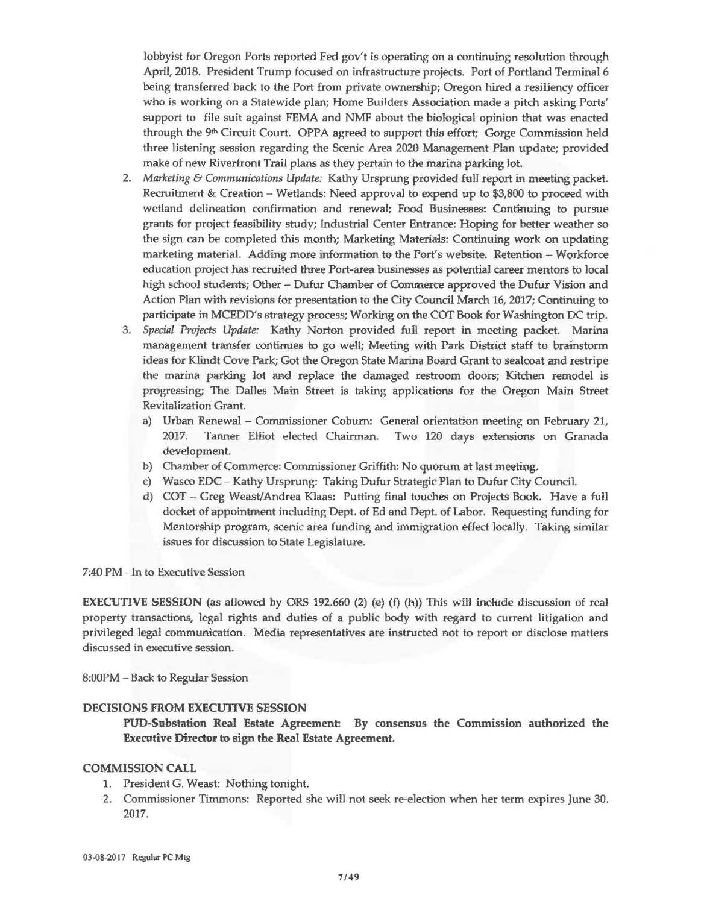lobbyist for Oregon Ports reported Fed gov't is operating on a continuing resolution through April, 2018. President Trump focused on infrastructure projects. Port of Portland Terminal 6 being transferred back to the Port from private ownership; Oregon hired a resiliency officer who is working on a Statewide plan; Home Builders Association made a pitch asking Ports' support to file suit against FEMA and NMF about the biological opinion that was enacted through the 9th Circuit Court. OPPA agreed to support this effort; Gorge Commission held three listening session regarding the Scenic Area 2020 Management Plan update; provided make of new Riverfront Trail plans as they pertain to the marina parking lot.

2. *Marketing & Communications Update:* Kathy Ursprung provided full report in meeting packet. Recruitment & Creation – Wetlands: Need approval to expend up to $3,800 to proceed with wetland delineation confirmation and renewal; Food Businesses: Continuing to pursue grants for project feasibility study; Industrial Center Entrance: Hoping for better weather so the sign can be completed this month; Marketing Materials: Continuing work on updating marketing material. Adding more information to the Port's website. Retention – Workforce education project has recruited three Port-area businesses as potential career mentors to local high school students; Other – Dufur Chamber of Commerce approved the Dufur Vision and Action Plan with revisions for presentation to the City Council March 16, 2017; Continuing to participate in MCEDD's strategy process; Working on the COT Book for Washington DC trip.
3. *Special Projects Update:* Kathy Norton provided full report in meeting packet. Marina management transfer continues to go well; Meeting with Park District staff to brainstorm ideas for Klindt Cove Park; Got the Oregon State Marina Board Grant to sealcoat and restripe the marina parking lot and replace the damaged restroom doors; Kitchen remodel is progressing; The Dalles Main Street is taking applications for the Oregon Main Street Revitalization Grant.
   a) Urban Renewal – Commissioner Coburn: General orientation meeting on February 21, 2017. Tanner Elliot elected Chairman. Two 120 days extensions on Granada development.
   b) Chamber of Commerce: Commissioner Griffith: No quorum at last meeting.
   c) Wasco EDC – Kathy Ursprung: Taking Dufur Strategic Plan to Dufur City Council.
   d) COT – Greg Weast/Andrea Klaas: Putting final touches on Projects Book. Have a full docket of appointment including Dept. of Ed and Dept. of Labor. Requesting funding for Mentorship program, scenic area funding and immigration effect locally. Taking similar issues for discussion to State Legislature.

7:40 PM - In to Executive Session

**EXECUTIVE SESSION** (as allowed by ORS 192.660 (2) (e) (f) (h)) This will include discussion of real property transactions, legal rights and duties of a public body with regard to current litigation and privileged legal communication. Media representatives are instructed not to report or disclose matters discussed in executive session.

8:00PM – Back to Regular Session

## DECISIONS FROM EXECUTIVE SESSION

**PUD-Substation Real Estate Agreement: By consensus the Commission authorized the Executive Director to sign the Real Estate Agreement.**

## COMMISSION CALL

1. President G. Weast: Nothing tonight.
2. Commissioner Timmons: Reported she will not seek re-election when her term expires June 30. 2017.

03-08-2017 Regular PC Mtg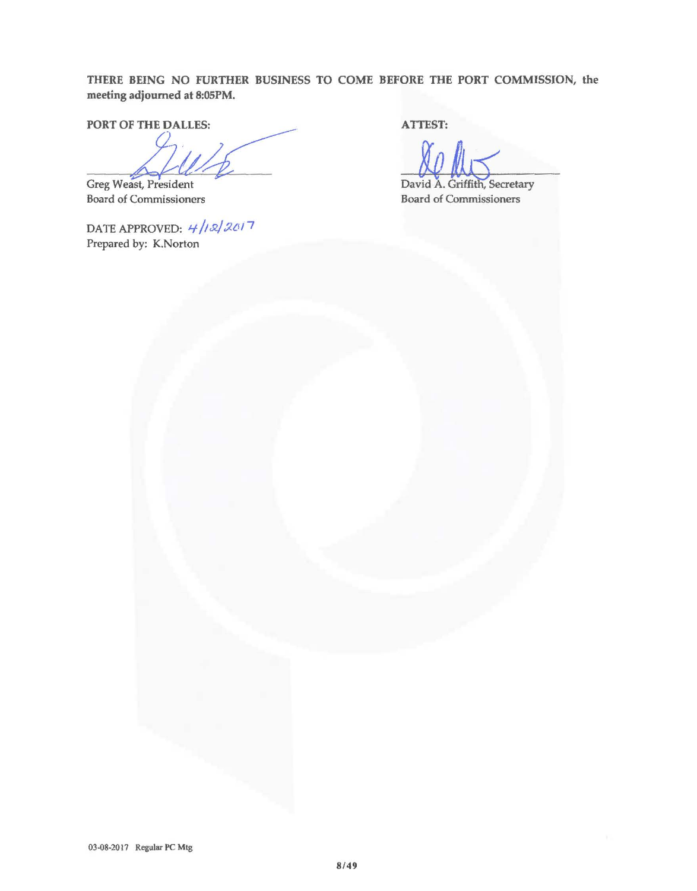**THERE BEING NO FURTHER BUSINESS TO COME BEFORE THE PORT COMMISSION, the meeting adjourned at 8:05PM.**

**PORT OF THE DALLES:**

Greg Weast, President
Board of Commissioners

DATE APPROVED: 4/12/2017
Prepared by: K.Norton

**ATTEST:**

David A. Griffith, Secretary
Board of Commissioners

03-08-2017 Regular PC Mtg